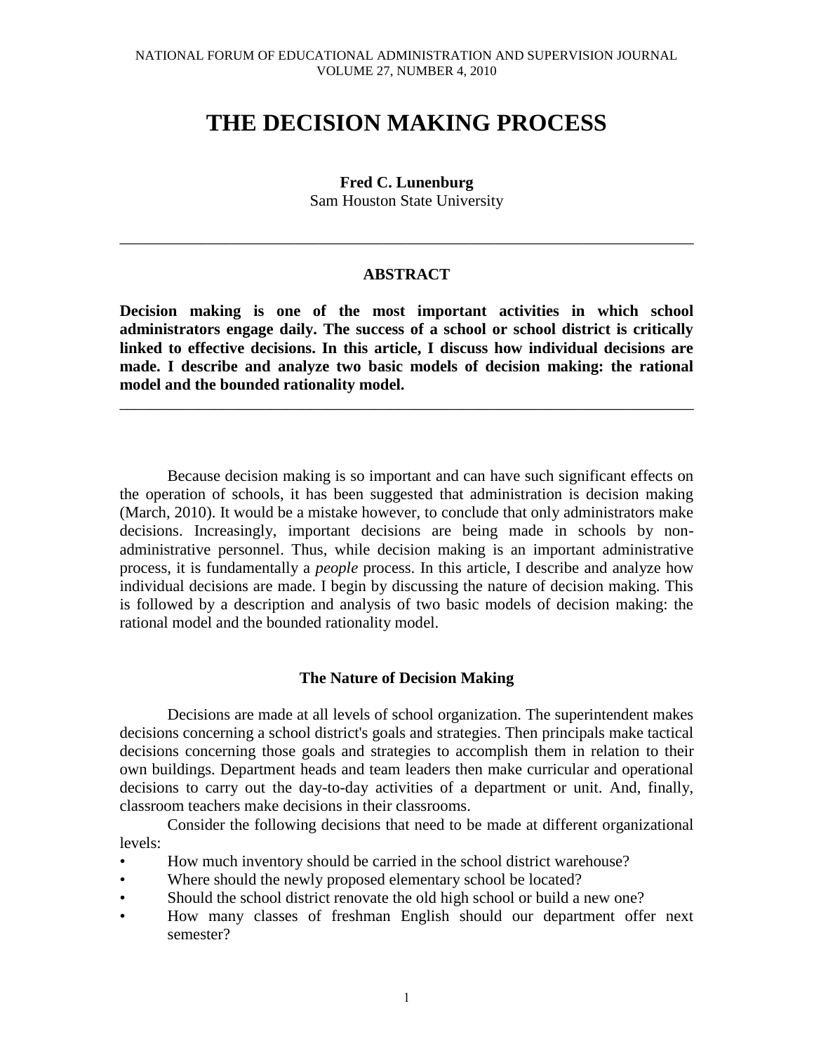# THE DECISION MAKING PROCESS

**Fred C. Lunenburg**
Sam Houston State University

---

## ABSTRACT

**Decision making is one of the most important activities in which school administrators engage daily. The success of a school or school district is critically linked to effective decisions. In this article, I discuss how individual decisions are made. I describe and analyze two basic models of decision making: the rational model and the bounded rationality model.**

---

Because decision making is so important and can have such significant effects on the operation of schools, it has been suggested that administration is decision making (March, 2010). It would be a mistake however, to conclude that only administrators make decisions. Increasingly, important decisions are being made in schools by non-administrative personnel. Thus, while decision making is an important administrative process, it is fundamentally a *people* process. In this article, I describe and analyze how individual decisions are made. I begin by discussing the nature of decision making. This is followed by a description and analysis of two basic models of decision making: the rational model and the bounded rationality model.

### The Nature of Decision Making

Decisions are made at all levels of school organization. The superintendent makes decisions concerning a school district's goals and strategies. Then principals make tactical decisions concerning those goals and strategies to accomplish them in relation to their own buildings. Department heads and team leaders then make curricular and operational decisions to carry out the day-to-day activities of a department or unit. And, finally, classroom teachers make decisions in their classrooms.

Consider the following decisions that need to be made at different organizational levels:

- How much inventory should be carried in the school district warehouse?
- Where should the newly proposed elementary school be located?
- Should the school district renovate the old high school or build a new one?
- How many classes of freshman English should our department offer next semester?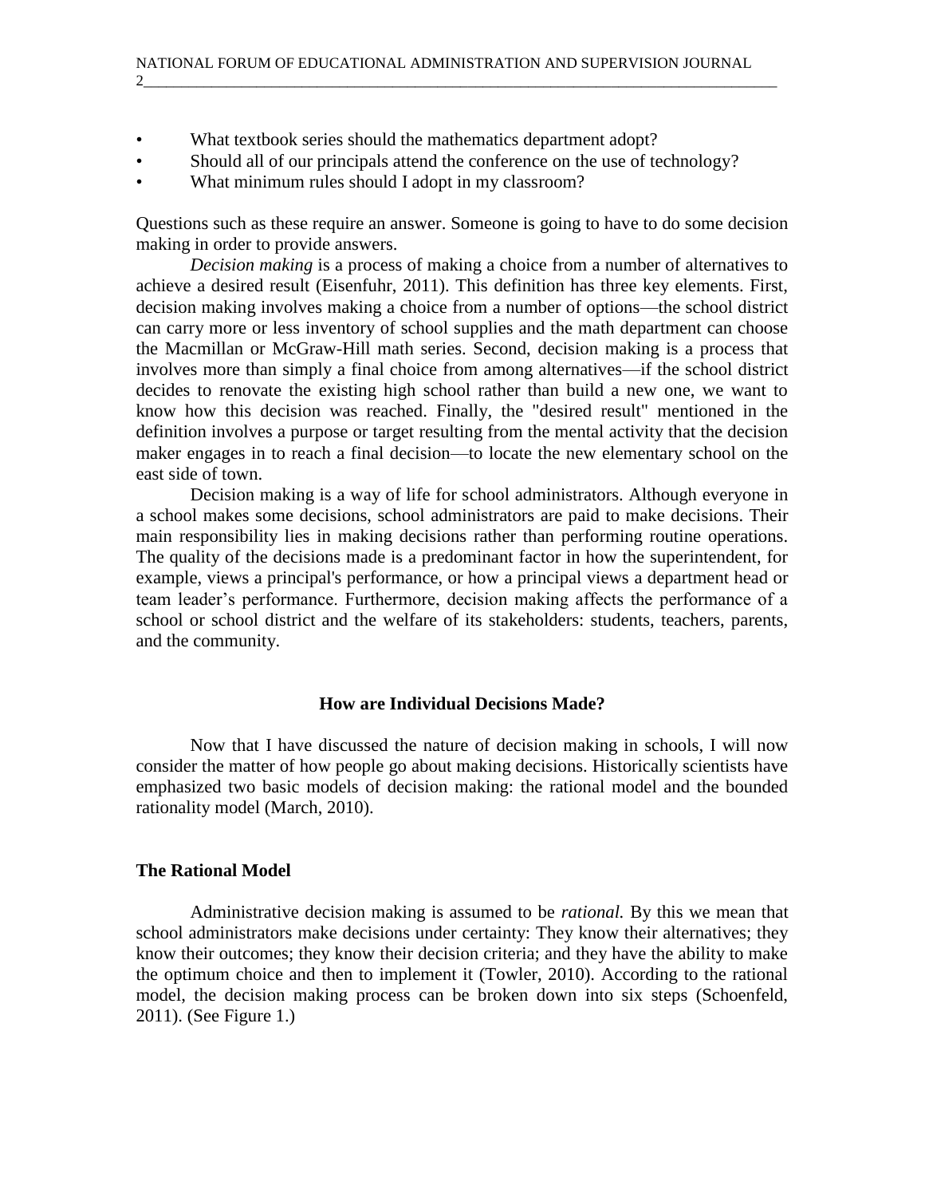- What textbook series should the mathematics department adopt?
- Should all of our principals attend the conference on the use of technology?
- What minimum rules should I adopt in my classroom?

Questions such as these require an answer. Someone is going to have to do some decision making in order to provide answers.

*Decision making* is a process of making a choice from a number of alternatives to achieve a desired result (Eisenfuhr, 2011). This definition has three key elements. First, decision making involves making a choice from a number of options—the school district can carry more or less inventory of school supplies and the math department can choose the Macmillan or McGraw-Hill math series. Second, decision making is a process that involves more than simply a final choice from among alternatives—if the school district decides to renovate the existing high school rather than build a new one, we want to know how this decision was reached. Finally, the "desired result" mentioned in the definition involves a purpose or target resulting from the mental activity that the decision maker engages in to reach a final decision—to locate the new elementary school on the east side of town.

Decision making is a way of life for school administrators. Although everyone in a school makes some decisions, school administrators are paid to make decisions. Their main responsibility lies in making decisions rather than performing routine operations. The quality of the decisions made is a predominant factor in how the superintendent, for example, views a principal's performance, or how a principal views a department head or team leader's performance. Furthermore, decision making affects the performance of a school or school district and the welfare of its stakeholders: students, teachers, parents, and the community.

## How are Individual Decisions Made?

Now that I have discussed the nature of decision making in schools, I will now consider the matter of how people go about making decisions. Historically scientists have emphasized two basic models of decision making: the rational model and the bounded rationality model (March, 2010).

### The Rational Model

Administrative decision making is assumed to be *rational.* By this we mean that school administrators make decisions under certainty: They know their alternatives; they know their outcomes; they know their decision criteria; and they have the ability to make the optimum choice and then to implement it (Towler, 2010). According to the rational model, the decision making process can be broken down into six steps (Schoenfeld, 2011). (See Figure 1.)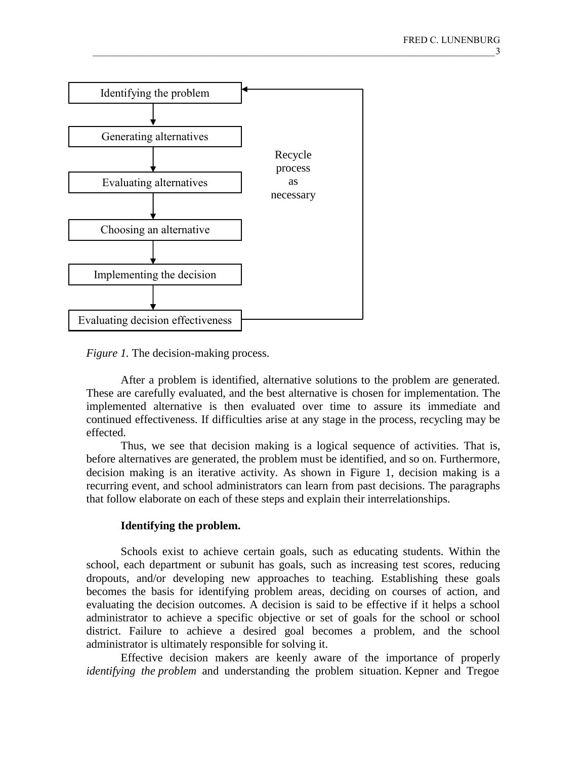Identifying the problem

Generating alternatives

Evaluating alternatives

Choosing an alternative

Implementing the decision

Evaluating decision effectiveness

Recycle process as necessary

*Figure 1.* The decision-making process.

After a problem is identified, alternative solutions to the problem are generated. These are carefully evaluated, and the best alternative is chosen for implementation. The implemented alternative is then evaluated over time to assure its immediate and continued effectiveness. If difficulties arise at any stage in the process, recycling may be effected.

Thus, we see that decision making is a logical sequence of activities. That is, before alternatives are generated, the problem must be identified, and so on. Furthermore, decision making is an iterative activity. As shown in Figure 1, decision making is a recurring event, and school administrators can learn from past decisions. The paragraphs that follow elaborate on each of these steps and explain their interrelationships.

**Identifying the problem.**

Schools exist to achieve certain goals, such as educating students. Within the school, each department or subunit has goals, such as increasing test scores, reducing dropouts, and/or developing new approaches to teaching. Establishing these goals becomes the basis for identifying problem areas, deciding on courses of action, and evaluating the decision outcomes. A decision is said to be effective if it helps a school administrator to achieve a specific objective or set of goals for the school or school district. Failure to achieve a desired goal becomes a problem, and the school administrator is ultimately responsible for solving it.

Effective decision makers are keenly aware of the importance of properly *identifying the problem* and understanding the problem situation. Kepner and Tregoe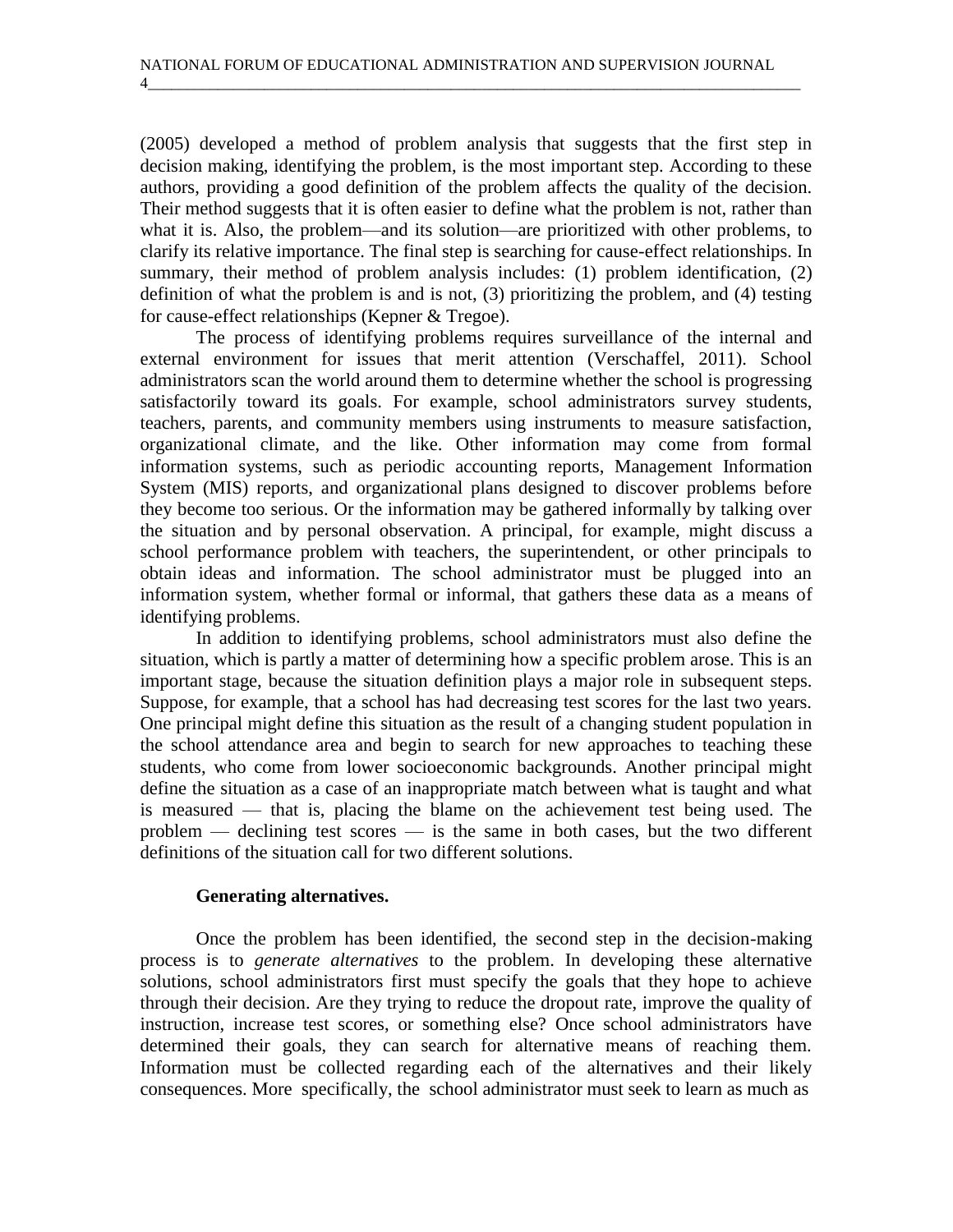(2005) developed a method of problem analysis that suggests that the first step in decision making, identifying the problem, is the most important step. According to these authors, providing a good definition of the problem affects the quality of the decision. Their method suggests that it is often easier to define what the problem is not, rather than what it is. Also, the problem—and its solution—are prioritized with other problems, to clarify its relative importance. The final step is searching for cause-effect relationships. In summary, their method of problem analysis includes: (1) problem identification, (2) definition of what the problem is and is not, (3) prioritizing the problem, and (4) testing for cause-effect relationships (Kepner & Tregoe).

The process of identifying problems requires surveillance of the internal and external environment for issues that merit attention (Verschaffel, 2011). School administrators scan the world around them to determine whether the school is progressing satisfactorily toward its goals. For example, school administrators survey students, teachers, parents, and community members using instruments to measure satisfaction, organizational climate, and the like. Other information may come from formal information systems, such as periodic accounting reports, Management Information System (MIS) reports, and organizational plans designed to discover problems before they become too serious. Or the information may be gathered informally by talking over the situation and by personal observation. A principal, for example, might discuss a school performance problem with teachers, the superintendent, or other principals to obtain ideas and information. The school administrator must be plugged into an information system, whether formal or informal, that gathers these data as a means of identifying problems.

In addition to identifying problems, school administrators must also define the situation, which is partly a matter of determining how a specific problem arose. This is an important stage, because the situation definition plays a major role in subsequent steps. Suppose, for example, that a school has had decreasing test scores for the last two years. One principal might define this situation as the result of a changing student population in the school attendance area and begin to search for new approaches to teaching these students, who come from lower socioeconomic backgrounds. Another principal might define the situation as a case of an inappropriate match between what is taught and what is measured — that is, placing the blame on the achievement test being used. The problem — declining test scores — is the same in both cases, but the two different definitions of the situation call for two different solutions.

**Generating alternatives.**

Once the problem has been identified, the second step in the decision-making process is to *generate alternatives* to the problem. In developing these alternative solutions, school administrators first must specify the goals that they hope to achieve through their decision. Are they trying to reduce the dropout rate, improve the quality of instruction, increase test scores, or something else? Once school administrators have determined their goals, they can search for alternative means of reaching them. Information must be collected regarding each of the alternatives and their likely consequences. More specifically, the school administrator must seek to learn as much as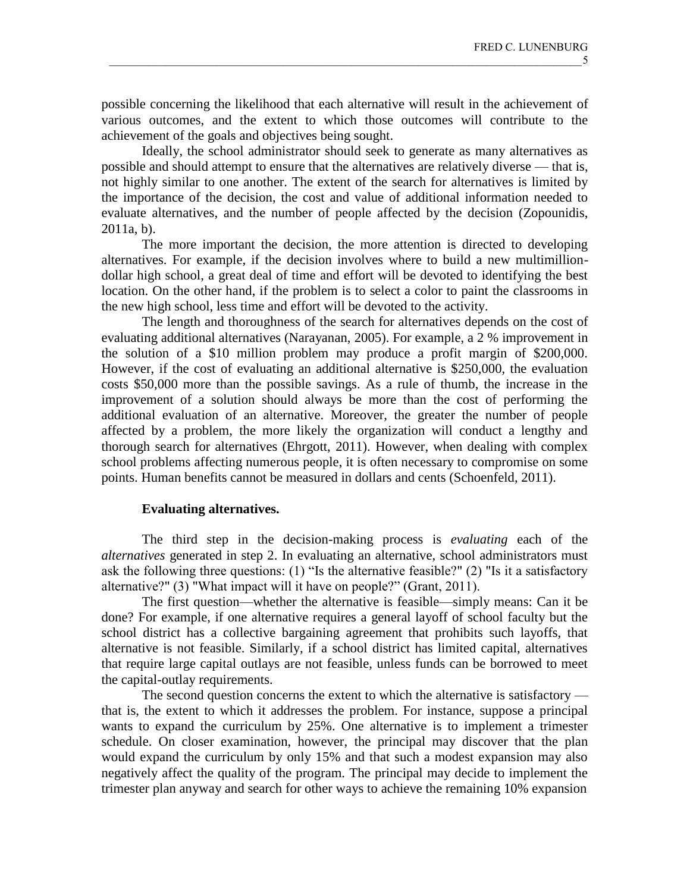possible concerning the likelihood that each alternative will result in the achievement of various outcomes, and the extent to which those outcomes will contribute to the achievement of the goals and objectives being sought.

Ideally, the school administrator should seek to generate as many alternatives as possible and should attempt to ensure that the alternatives are relatively diverse — that is, not highly similar to one another. The extent of the search for alternatives is limited by the importance of the decision, the cost and value of additional information needed to evaluate alternatives, and the number of people affected by the decision (Zopounidis, 2011a, b).

The more important the decision, the more attention is directed to developing alternatives. For example, if the decision involves where to build a new multimillion-dollar high school, a great deal of time and effort will be devoted to identifying the best location. On the other hand, if the problem is to select a color to paint the classrooms in the new high school, less time and effort will be devoted to the activity.

The length and thoroughness of the search for alternatives depends on the cost of evaluating additional alternatives (Narayanan, 2005). For example, a 2 % improvement in the solution of a $10 million problem may produce a profit margin of $200,000. However, if the cost of evaluating an additional alternative is $250,000, the evaluation costs $50,000 more than the possible savings. As a rule of thumb, the increase in the improvement of a solution should always be more than the cost of performing the additional evaluation of an alternative. Moreover, the greater the number of people affected by a problem, the more likely the organization will conduct a lengthy and thorough search for alternatives (Ehrgott, 2011). However, when dealing with complex school problems affecting numerous people, it is often necessary to compromise on some points. Human benefits cannot be measured in dollars and cents (Schoenfeld, 2011).

**Evaluating alternatives.**

The third step in the decision-making process is *evaluating* each of the *alternatives* generated in step 2. In evaluating an alternative, school administrators must ask the following three questions: (1) "Is the alternative feasible?" (2) "Is it a satisfactory alternative?" (3) "What impact will it have on people?" (Grant, 2011).

The first question—whether the alternative is feasible—simply means: Can it be done? For example, if one alternative requires a general layoff of school faculty but the school district has a collective bargaining agreement that prohibits such layoffs, that alternative is not feasible. Similarly, if a school district has limited capital, alternatives that require large capital outlays are not feasible, unless funds can be borrowed to meet the capital-outlay requirements.

The second question concerns the extent to which the alternative is satisfactory — that is, the extent to which it addresses the problem. For instance, suppose a principal wants to expand the curriculum by 25%. One alternative is to implement a trimester schedule. On closer examination, however, the principal may discover that the plan would expand the curriculum by only 15% and that such a modest expansion may also negatively affect the quality of the program. The principal may decide to implement the trimester plan anyway and search for other ways to achieve the remaining 10% expansion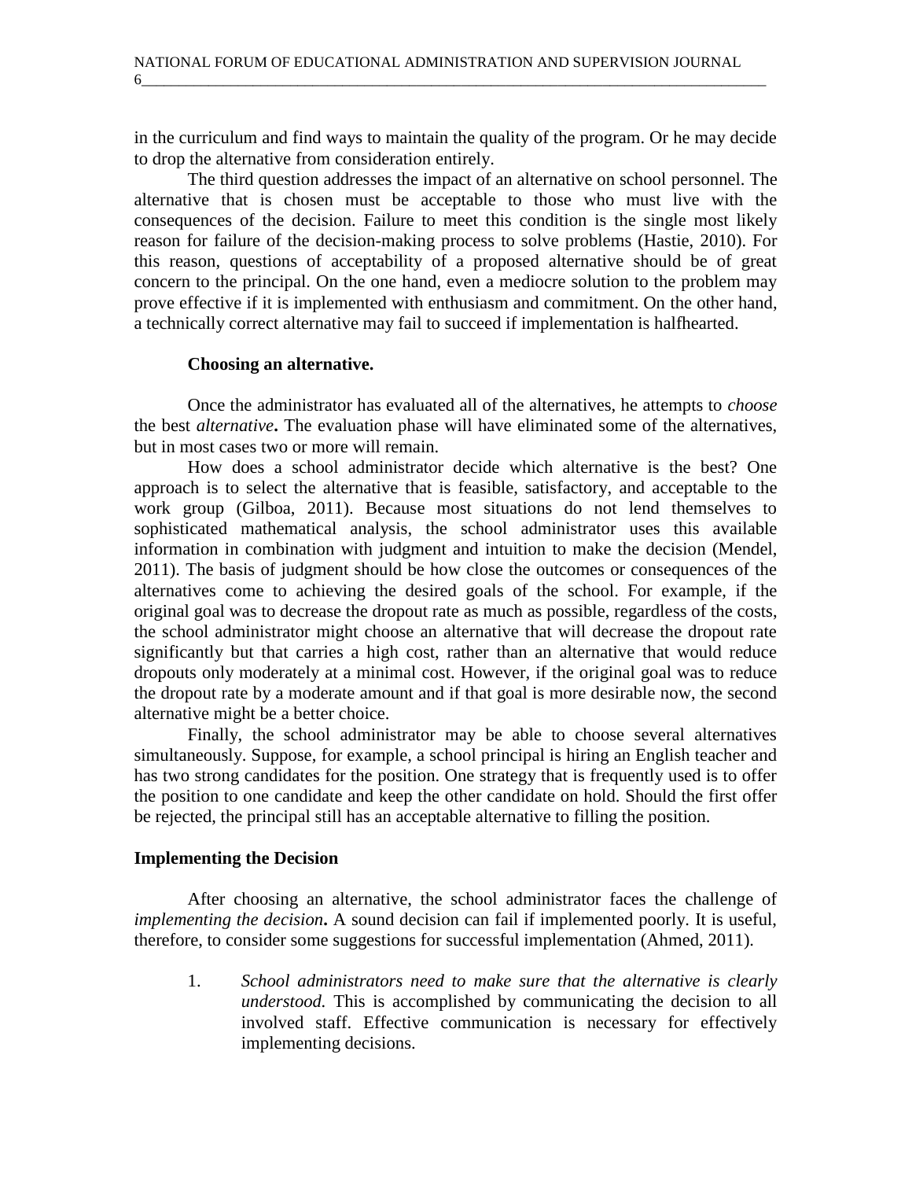in the curriculum and find ways to maintain the quality of the program. Or he may decide to drop the alternative from consideration entirely.

The third question addresses the impact of an alternative on school personnel. The alternative that is chosen must be acceptable to those who must live with the consequences of the decision. Failure to meet this condition is the single most likely reason for failure of the decision-making process to solve problems (Hastie, 2010). For this reason, questions of acceptability of a proposed alternative should be of great concern to the principal. On the one hand, even a mediocre solution to the problem may prove effective if it is implemented with enthusiasm and commitment. On the other hand, a technically correct alternative may fail to succeed if implementation is halfhearted.

#### Choosing an alternative.

Once the administrator has evaluated all of the alternatives, he attempts to *choose* the best *alternative***.** The evaluation phase will have eliminated some of the alternatives, but in most cases two or more will remain.

How does a school administrator decide which alternative is the best? One approach is to select the alternative that is feasible, satisfactory, and acceptable to the work group (Gilboa, 2011). Because most situations do not lend themselves to sophisticated mathematical analysis, the school administrator uses this available information in combination with judgment and intuition to make the decision (Mendel, 2011). The basis of judgment should be how close the outcomes or consequences of the alternatives come to achieving the desired goals of the school. For example, if the original goal was to decrease the dropout rate as much as possible, regardless of the costs, the school administrator might choose an alternative that will decrease the dropout rate significantly but that carries a high cost, rather than an alternative that would reduce dropouts only moderately at a minimal cost. However, if the original goal was to reduce the dropout rate by a moderate amount and if that goal is more desirable now, the second alternative might be a better choice.

Finally, the school administrator may be able to choose several alternatives simultaneously. Suppose, for example, a school principal is hiring an English teacher and has two strong candidates for the position. One strategy that is frequently used is to offer the position to one candidate and keep the other candidate on hold. Should the first offer be rejected, the principal still has an acceptable alternative to filling the position.

### Implementing the Decision

After choosing an alternative, the school administrator faces the challenge of *implementing the decision***.** A sound decision can fail if implemented poorly. It is useful, therefore, to consider some suggestions for successful implementation (Ahmed, 2011).

1. *School administrators need to make sure that the alternative is clearly understood.* This is accomplished by communicating the decision to all involved staff. Effective communication is necessary for effectively implementing decisions.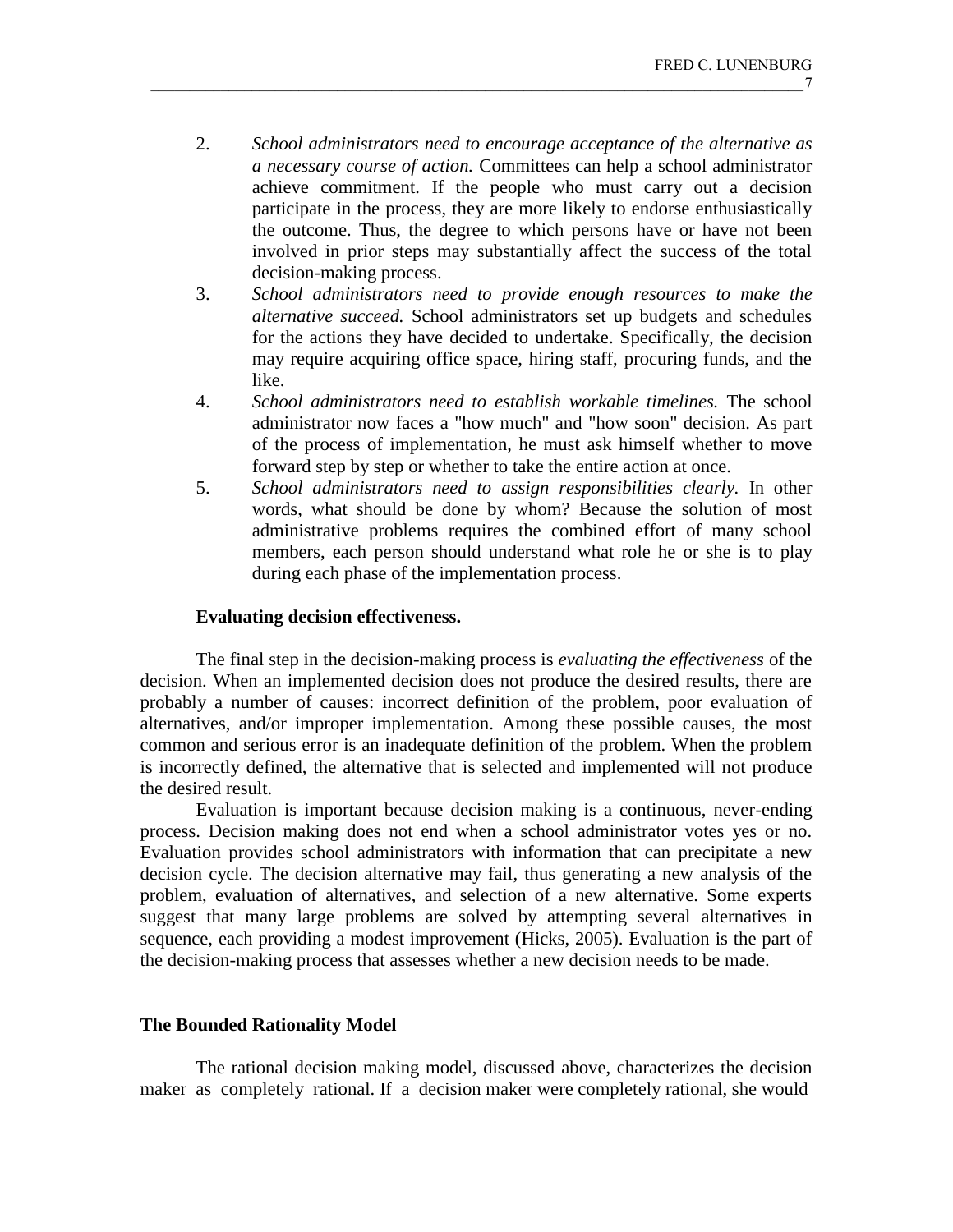2. *School administrators need to encourage acceptance of the alternative as a necessary course of action.* Committees can help a school administrator achieve commitment. If the people who must carry out a decision participate in the process, they are more likely to endorse enthusiastically the outcome. Thus, the degree to which persons have or have not been involved in prior steps may substantially affect the success of the total decision-making process.
3. *School administrators need to provide enough resources to make the alternative succeed.* School administrators set up budgets and schedules for the actions they have decided to undertake. Specifically, the decision may require acquiring office space, hiring staff, procuring funds, and the like.
4. *School administrators need to establish workable timelines.* The school administrator now faces a "how much" and "how soon" decision. As part of the process of implementation, he must ask himself whether to move forward step by step or whether to take the entire action at once.
5. *School administrators need to assign responsibilities clearly.* In other words, what should be done by whom? Because the solution of most administrative problems requires the combined effort of many school members, each person should understand what role he or she is to play during each phase of the implementation process.

**Evaluating decision effectiveness.**

The final step in the decision-making process is *evaluating the effectiveness* of the decision. When an implemented decision does not produce the desired results, there are probably a number of causes: incorrect definition of the problem, poor evaluation of alternatives, and/or improper implementation. Among these possible causes, the most common and serious error is an inadequate definition of the problem. When the problem is incorrectly defined, the alternative that is selected and implemented will not produce the desired result.

Evaluation is important because decision making is a continuous, never-ending process. Decision making does not end when a school administrator votes yes or no. Evaluation provides school administrators with information that can precipitate a new decision cycle. The decision alternative may fail, thus generating a new analysis of the problem, evaluation of alternatives, and selection of a new alternative. Some experts suggest that many large problems are solved by attempting several alternatives in sequence, each providing a modest improvement (Hicks, 2005). Evaluation is the part of the decision-making process that assesses whether a new decision needs to be made.

## The Bounded Rationality Model

The rational decision making model, discussed above, characterizes the decision maker as completely rational. If a decision maker were completely rational, she would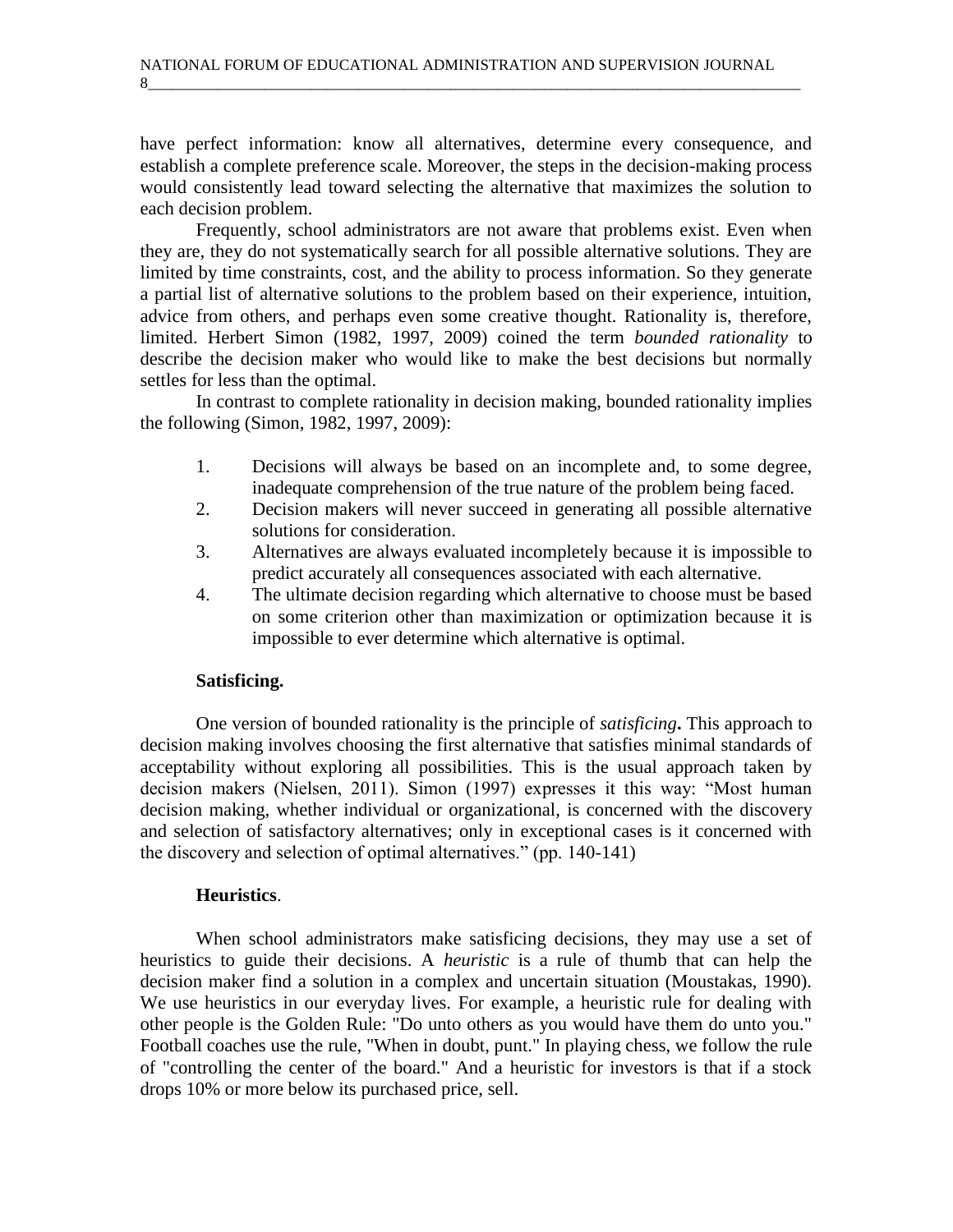have perfect information: know all alternatives, determine every consequence, and establish a complete preference scale. Moreover, the steps in the decision-making process would consistently lead toward selecting the alternative that maximizes the solution to each decision problem.

Frequently, school administrators are not aware that problems exist. Even when they are, they do not systematically search for all possible alternative solutions. They are limited by time constraints, cost, and the ability to process information. So they generate a partial list of alternative solutions to the problem based on their experience, intuition, advice from others, and perhaps even some creative thought. Rationality is, therefore, limited. Herbert Simon (1982, 1997, 2009) coined the term *bounded rationality* to describe the decision maker who would like to make the best decisions but normally settles for less than the optimal.

In contrast to complete rationality in decision making, bounded rationality implies the following (Simon, 1982, 1997, 2009):

1. Decisions will always be based on an incomplete and, to some degree, inadequate comprehension of the true nature of the problem being faced.
2. Decision makers will never succeed in generating all possible alternative solutions for consideration.
3. Alternatives are always evaluated incompletely because it is impossible to predict accurately all consequences associated with each alternative.
4. The ultimate decision regarding which alternative to choose must be based on some criterion other than maximization or optimization because it is impossible to ever determine which alternative is optimal.

**Satisficing.**

One version of bounded rationality is the principle of *satisficing***.** This approach to decision making involves choosing the first alternative that satisfies minimal standards of acceptability without exploring all possibilities. This is the usual approach taken by decision makers (Nielsen, 2011). Simon (1997) expresses it this way: "Most human decision making, whether individual or organizational, is concerned with the discovery and selection of satisfactory alternatives; only in exceptional cases is it concerned with the discovery and selection of optimal alternatives." (pp. 140-141)

**Heuristics**.

When school administrators make satisficing decisions, they may use a set of heuristics to guide their decisions. A *heuristic* is a rule of thumb that can help the decision maker find a solution in a complex and uncertain situation (Moustakas, 1990). We use heuristics in our everyday lives. For example, a heuristic rule for dealing with other people is the Golden Rule: "Do unto others as you would have them do unto you." Football coaches use the rule, "When in doubt, punt." In playing chess, we follow the rule of "controlling the center of the board." And a heuristic for investors is that if a stock drops 10% or more below its purchased price, sell.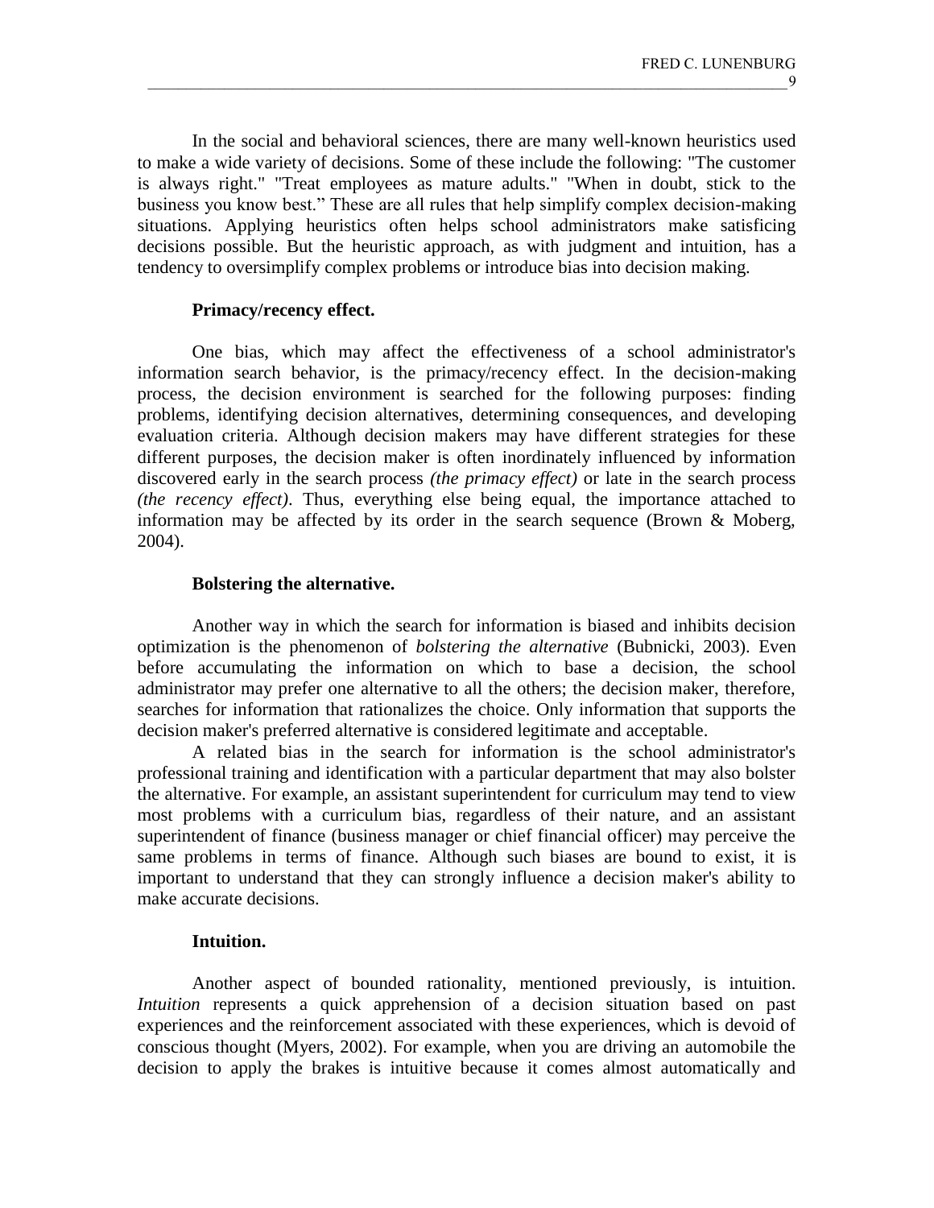In the social and behavioral sciences, there are many well-known heuristics used to make a wide variety of decisions. Some of these include the following: "The customer is always right." "Treat employees as mature adults." "When in doubt, stick to the business you know best." These are all rules that help simplify complex decision-making situations. Applying heuristics often helps school administrators make satisficing decisions possible. But the heuristic approach, as with judgment and intuition, has a tendency to oversimplify complex problems or introduce bias into decision making.

**Primacy/recency effect.**

One bias, which may affect the effectiveness of a school administrator's information search behavior, is the primacy/recency effect. In the decision-making process, the decision environment is searched for the following purposes: finding problems, identifying decision alternatives, determining consequences, and developing evaluation criteria. Although decision makers may have different strategies for these different purposes, the decision maker is often inordinately influenced by information discovered early in the search process *(the primacy effect)* or late in the search process *(the recency effect)*. Thus, everything else being equal, the importance attached to information may be affected by its order in the search sequence (Brown & Moberg, 2004).

**Bolstering the alternative.**

Another way in which the search for information is biased and inhibits decision optimization is the phenomenon of *bolstering the alternative* (Bubnicki, 2003). Even before accumulating the information on which to base a decision, the school administrator may prefer one alternative to all the others; the decision maker, therefore, searches for information that rationalizes the choice. Only information that supports the decision maker's preferred alternative is considered legitimate and acceptable.

A related bias in the search for information is the school administrator's professional training and identification with a particular department that may also bolster the alternative. For example, an assistant superintendent for curriculum may tend to view most problems with a curriculum bias, regardless of their nature, and an assistant superintendent of finance (business manager or chief financial officer) may perceive the same problems in terms of finance. Although such biases are bound to exist, it is important to understand that they can strongly influence a decision maker's ability to make accurate decisions.

**Intuition.**

Another aspect of bounded rationality, mentioned previously, is intuition. *Intuition* represents a quick apprehension of a decision situation based on past experiences and the reinforcement associated with these experiences, which is devoid of conscious thought (Myers, 2002). For example, when you are driving an automobile the decision to apply the brakes is intuitive because it comes almost automatically and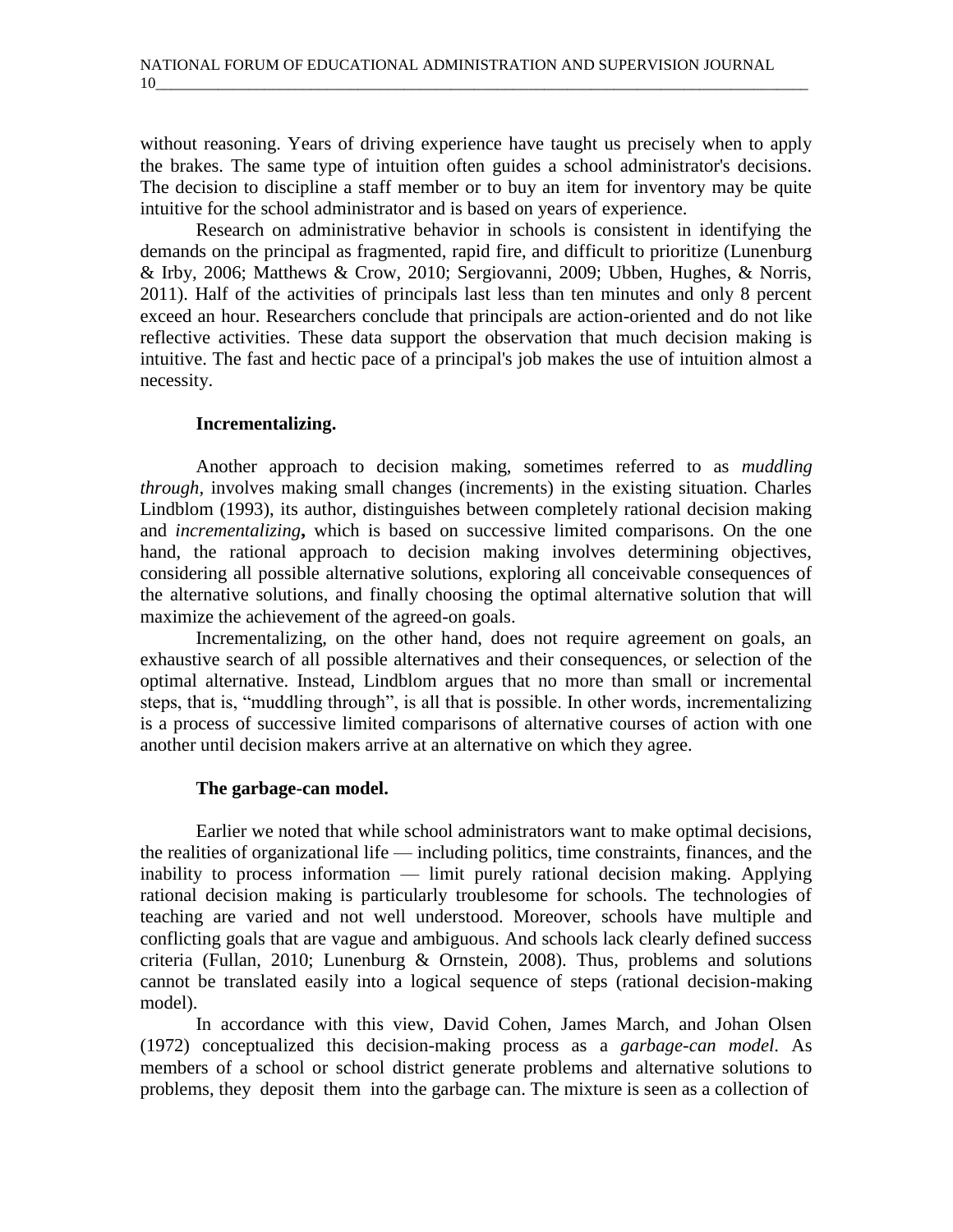without reasoning. Years of driving experience have taught us precisely when to apply the brakes. The same type of intuition often guides a school administrator's decisions. The decision to discipline a staff member or to buy an item for inventory may be quite intuitive for the school administrator and is based on years of experience.

Research on administrative behavior in schools is consistent in identifying the demands on the principal as fragmented, rapid fire, and difficult to prioritize (Lunenburg & Irby, 2006; Matthews & Crow, 2010; Sergiovanni, 2009; Ubben, Hughes, & Norris, 2011). Half of the activities of principals last less than ten minutes and only 8 percent exceed an hour. Researchers conclude that principals are action-oriented and do not like reflective activities. These data support the observation that much decision making is intuitive. The fast and hectic pace of a principal's job makes the use of intuition almost a necessity.

**Incrementalizing.**

Another approach to decision making, sometimes referred to as *muddling through,* involves making small changes (increments) in the existing situation. Charles Lindblom (1993), its author, distinguishes between completely rational decision making and ***incrementalizing*,** which is based on successive limited comparisons. On the one hand, the rational approach to decision making involves determining objectives, considering all possible alternative solutions, exploring all conceivable consequences of the alternative solutions, and finally choosing the optimal alternative solution that will maximize the achievement of the agreed-on goals.

Incrementalizing, on the other hand, does not require agreement on goals, an exhaustive search of all possible alternatives and their consequences, or selection of the optimal alternative. Instead, Lindblom argues that no more than small or incremental steps, that is, "muddling through", is all that is possible. In other words, incrementalizing is a process of successive limited comparisons of alternative courses of action with one another until decision makers arrive at an alternative on which they agree.

**The garbage-can model.**

Earlier we noted that while school administrators want to make optimal decisions, the realities of organizational life — including politics, time constraints, finances, and the inability to process information — limit purely rational decision making. Applying rational decision making is particularly troublesome for schools. The technologies of teaching are varied and not well understood. Moreover, schools have multiple and conflicting goals that are vague and ambiguous. And schools lack clearly defined success criteria (Fullan, 2010; Lunenburg & Ornstein, 2008). Thus, problems and solutions cannot be translated easily into a logical sequence of steps (rational decision-making model).

In accordance with this view, David Cohen, James March, and Johan Olsen (1972) conceptualized this decision-making process as a *garbage-can model*. As members of a school or school district generate problems and alternative solutions to problems, they deposit them into the garbage can. The mixture is seen as a collection of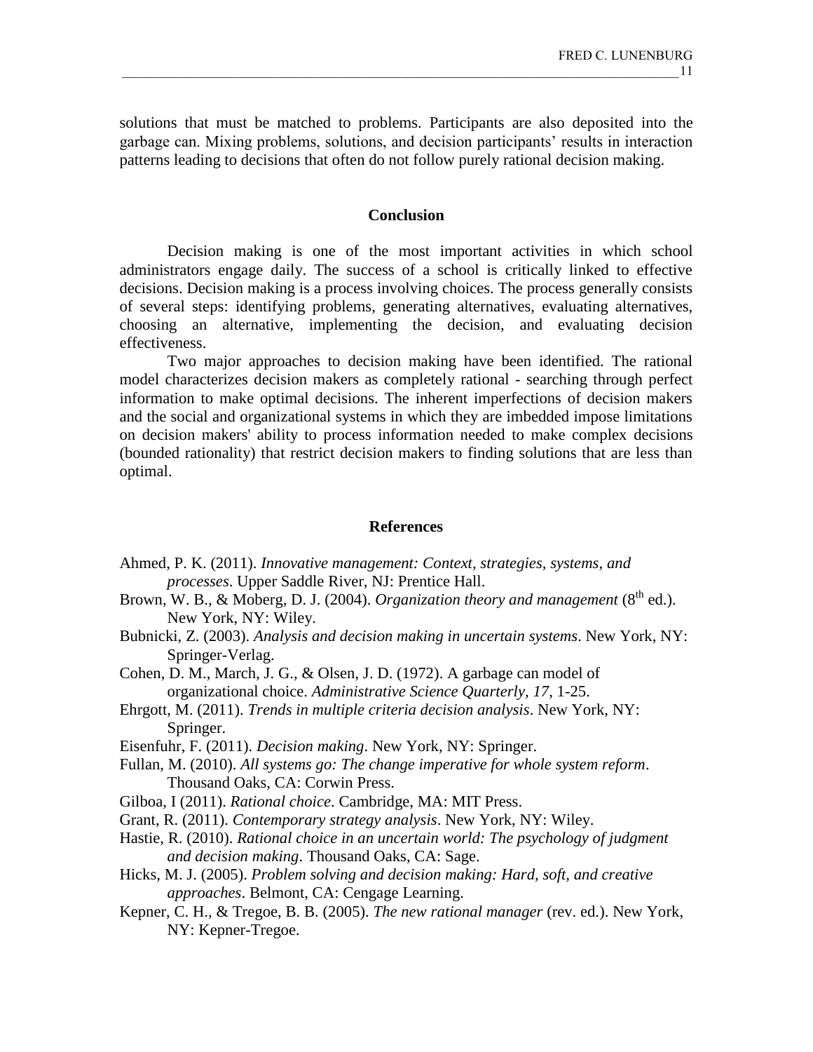solutions that must be matched to problems. Participants are also deposited into the garbage can. Mixing problems, solutions, and decision participants' results in interaction patterns leading to decisions that often do not follow purely rational decision making.

## Conclusion

Decision making is one of the most important activities in which school administrators engage daily. The success of a school is critically linked to effective decisions. Decision making is a process involving choices. The process generally consists of several steps: identifying problems, generating alternatives, evaluating alternatives, choosing an alternative, implementing the decision, and evaluating decision effectiveness.

Two major approaches to decision making have been identified. The rational model characterizes decision makers as completely rational - searching through perfect information to make optimal decisions. The inherent imperfections of decision makers and the social and organizational systems in which they are imbedded impose limitations on decision makers' ability to process information needed to make complex decisions (bounded rationality) that restrict decision makers to finding solutions that are less than optimal.

## References

Ahmed, P. K. (2011). *Innovative management: Context, strategies, systems, and processes*. Upper Saddle River, NJ: Prentice Hall.

Brown, W. B., & Moberg, D. J. (2004). *Organization theory and management* (8th ed.). New York, NY: Wiley.

Bubnicki, Z. (2003). *Analysis and decision making in uncertain systems*. New York, NY: Springer-Verlag.

Cohen, D. M., March, J. G., & Olsen, J. D. (1972). A garbage can model of organizational choice. *Administrative Science Quarterly, 17*, 1-25.

Ehrgott, M. (2011). *Trends in multiple criteria decision analysis*. New York, NY: Springer.

Eisenfuhr, F. (2011). *Decision making*. New York, NY: Springer.

Fullan, M. (2010). *All systems go: The change imperative for whole system reform*. Thousand Oaks, CA: Corwin Press.

Gilboa, I (2011). *Rational choice*. Cambridge, MA: MIT Press.

Grant, R. (2011). *Contemporary strategy analysis*. New York, NY: Wiley.

Hastie, R. (2010). *Rational choice in an uncertain world: The psychology of judgment and decision making*. Thousand Oaks, CA: Sage.

Hicks, M. J. (2005). *Problem solving and decision making: Hard, soft, and creative approaches*. Belmont, CA: Cengage Learning.

Kepner, C. H., & Tregoe, B. B. (2005). *The new rational manager* (rev. ed.). New York, NY: Kepner-Tregoe.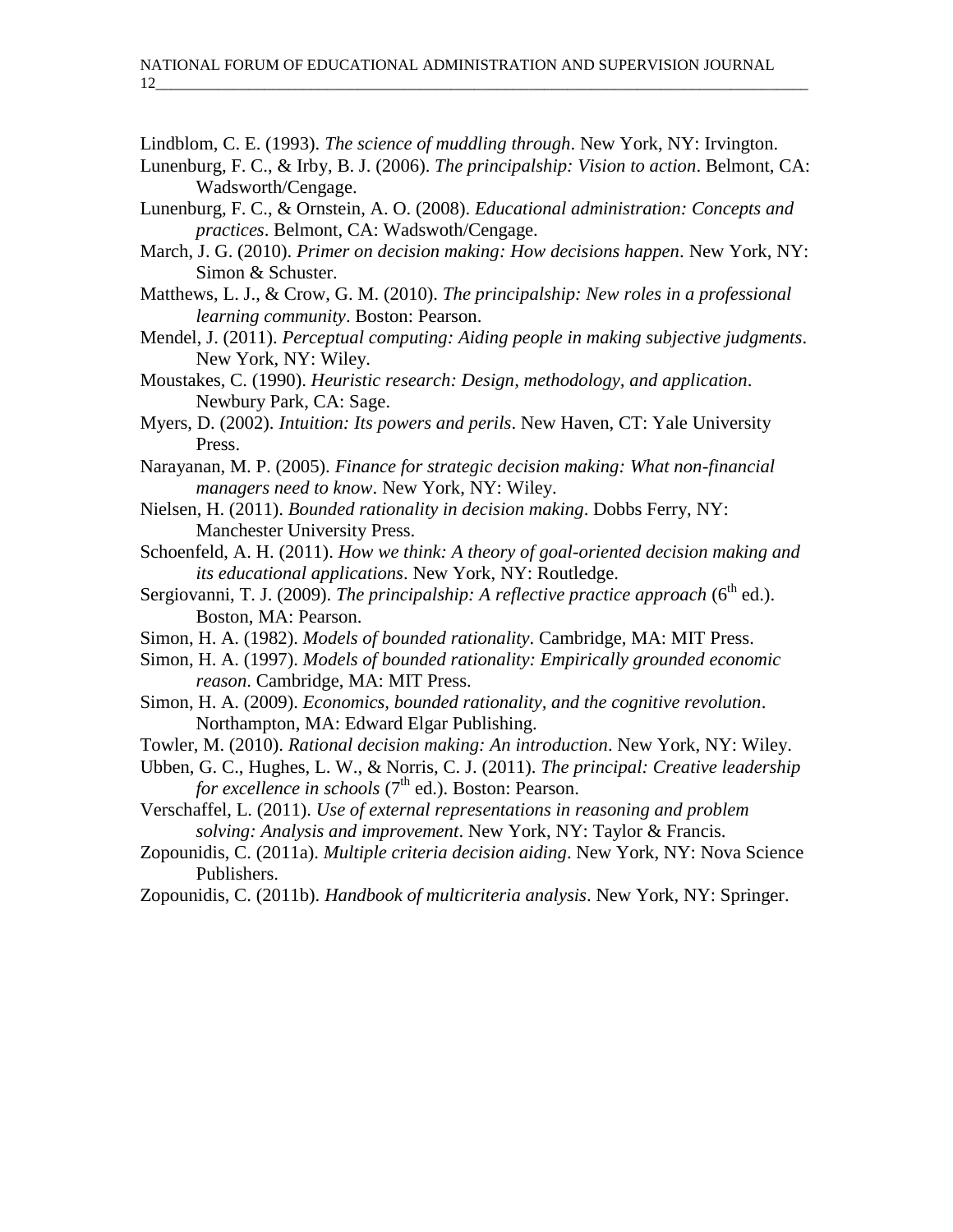Lindblom, C. E. (1993). *The science of muddling through*. New York, NY: Irvington.

Lunenburg, F. C., & Irby, B. J. (2006). *The principalship: Vision to action*. Belmont, CA: Wadsworth/Cengage.

Lunenburg, F. C., & Ornstein, A. O. (2008). *Educational administration: Concepts and practices*. Belmont, CA: Wadswoth/Cengage.

March, J. G. (2010). *Primer on decision making: How decisions happen*. New York, NY: Simon & Schuster.

Matthews, L. J., & Crow, G. M. (2010). *The principalship: New roles in a professional learning community*. Boston: Pearson.

Mendel, J. (2011). *Perceptual computing: Aiding people in making subjective judgments*. New York, NY: Wiley.

Moustakes, C. (1990). *Heuristic research: Design, methodology, and application*. Newbury Park, CA: Sage.

Myers, D. (2002). *Intuition: Its powers and perils*. New Haven, CT: Yale University Press.

Narayanan, M. P. (2005). *Finance for strategic decision making: What non-financial managers need to know*. New York, NY: Wiley.

Nielsen, H. (2011). *Bounded rationality in decision making*. Dobbs Ferry, NY: Manchester University Press.

Schoenfeld, A. H. (2011). *How we think: A theory of goal-oriented decision making and its educational applications*. New York, NY: Routledge.

Sergiovanni, T. J. (2009). *The principalship: A reflective practice approach* (6th ed.). Boston, MA: Pearson.

Simon, H. A. (1982). *Models of bounded rationality*. Cambridge, MA: MIT Press.

Simon, H. A. (1997). *Models of bounded rationality: Empirically grounded economic reason*. Cambridge, MA: MIT Press.

Simon, H. A. (2009). *Economics, bounded rationality, and the cognitive revolution*. Northampton, MA: Edward Elgar Publishing.

Towler, M. (2010). *Rational decision making: An introduction*. New York, NY: Wiley.

Ubben, G. C., Hughes, L. W., & Norris, C. J. (2011). *The principal: Creative leadership for excellence in schools* (7th ed.). Boston: Pearson.

Verschaffel, L. (2011). *Use of external representations in reasoning and problem solving: Analysis and improvement*. New York, NY: Taylor & Francis.

Zopounidis, C. (2011a). *Multiple criteria decision aiding*. New York, NY: Nova Science Publishers.

Zopounidis, C. (2011b). *Handbook of multicriteria analysis*. New York, NY: Springer.